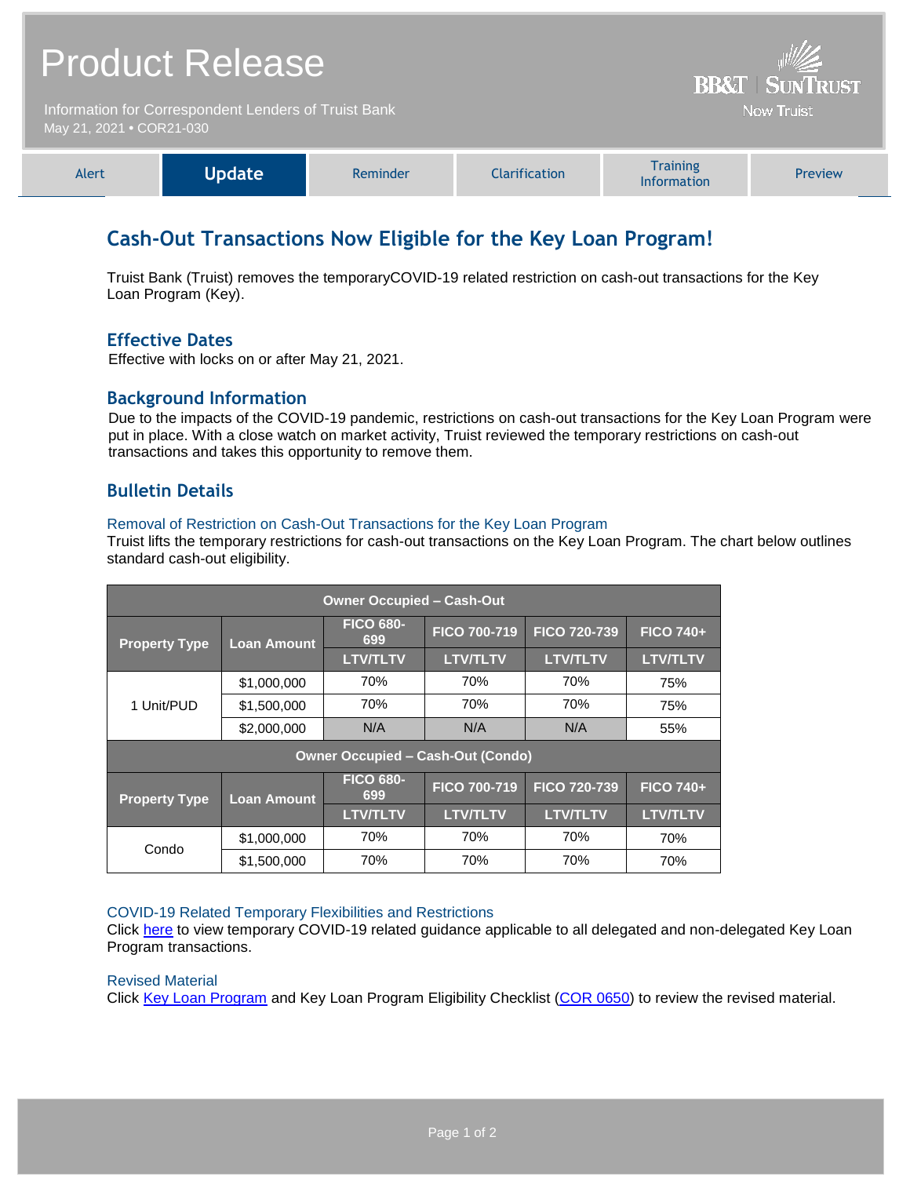# Product Release

Information for Correspondent Lenders of Truist Bank
May 21, 2021 • COR21-030

BB&T | SunTrust
Now Truist

Alert | **Update** | Reminder | Clarification | Training Information | Preview

## Cash-Out Transactions Now Eligible for the Key Loan Program!

Truist Bank (Truist) removes the temporaryCOVID-19 related restriction on cash-out transactions for the Key Loan Program (Key).

### Effective Dates

Effective with locks on or after May 21, 2021.

### Background Information

Due to the impacts of the COVID-19 pandemic, restrictions on cash-out transactions for the Key Loan Program were put in place. With a close watch on market activity, Truist reviewed the temporary restrictions on cash-out transactions and takes this opportunity to remove them.

### Bulletin Details

#### Removal of Restriction on Cash-Out Transactions for the Key Loan Program

Truist lifts the temporary restrictions for cash-out transactions on the Key Loan Program. The chart below outlines standard cash-out eligibility.

| Owner Occupied – Cash-Out | | | | | |
|---|---|---|---|---|---|
| Property Type | Loan Amount | FICO 680-699 | FICO 700-719 | FICO 720-739 | FICO 740+ |
| | | LTV/TLTV | LTV/TLTV | LTV/TLTV | LTV/TLTV |
| 1 Unit/PUD | $1,000,000 | 70% | 70% | 70% | 75% |
| | $1,500,000 | 70% | 70% | 70% | 75% |
| | $2,000,000 | N/A | N/A | N/A | 55% |
| **Owner Occupied – Cash-Out (Condo)** | | | | | |
| Property Type | Loan Amount | FICO 680-699 | FICO 700-719 | FICO 720-739 | FICO 740+ |
| | | LTV/TLTV | LTV/TLTV | LTV/TLTV | LTV/TLTV |
| Condo | $1,000,000 | 70% | 70% | 70% | 70% |
| | $1,500,000 | 70% | 70% | 70% | 70% |

#### COVID-19 Related Temporary Flexibilities and Restrictions

Click here to view temporary COVID-19 related guidance applicable to all delegated and non-delegated Key Loan Program transactions.

#### Revised Material

Click Key Loan Program and Key Loan Program Eligibility Checklist (COR 0650) to review the revised material.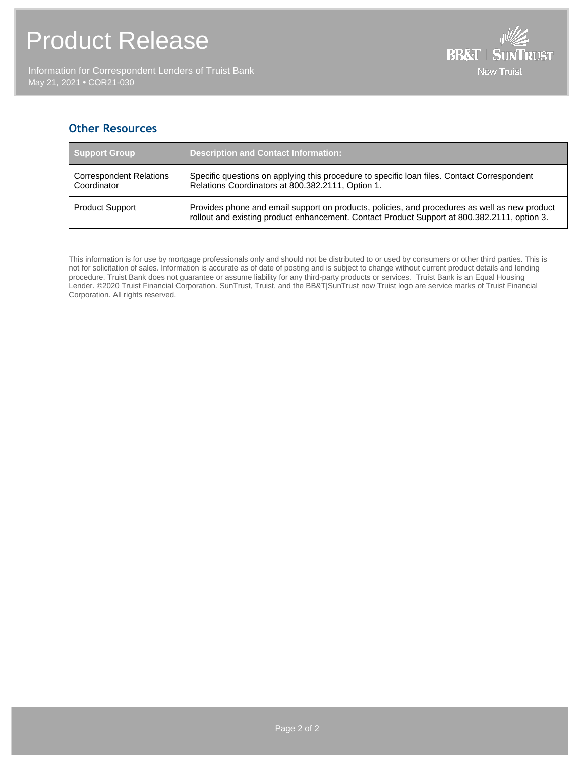## Other Resources

| Support Group | Description and Contact Information: |
|---|---|
| Correspondent Relations Coordinator | Specific questions on applying this procedure to specific loan files. Contact Correspondent Relations Coordinators at 800.382.2111, Option 1. |
| Product Support | Provides phone and email support on products, policies, and procedures as well as new product rollout and existing product enhancement. Contact Product Support at 800.382.2111, option 3. |

This information is for use by mortgage professionals only and should not be distributed to or used by consumers or other third parties. This is not for solicitation of sales. Information is accurate as of date of posting and is subject to change without current product details and lending procedure. Truist Bank does not guarantee or assume liability for any third-party products or services. Truist Bank is an Equal Housing Lender. ©2020 Truist Financial Corporation. SunTrust, Truist, and the BB&T|SunTrust now Truist logo are service marks of Truist Financial Corporation. All rights reserved.